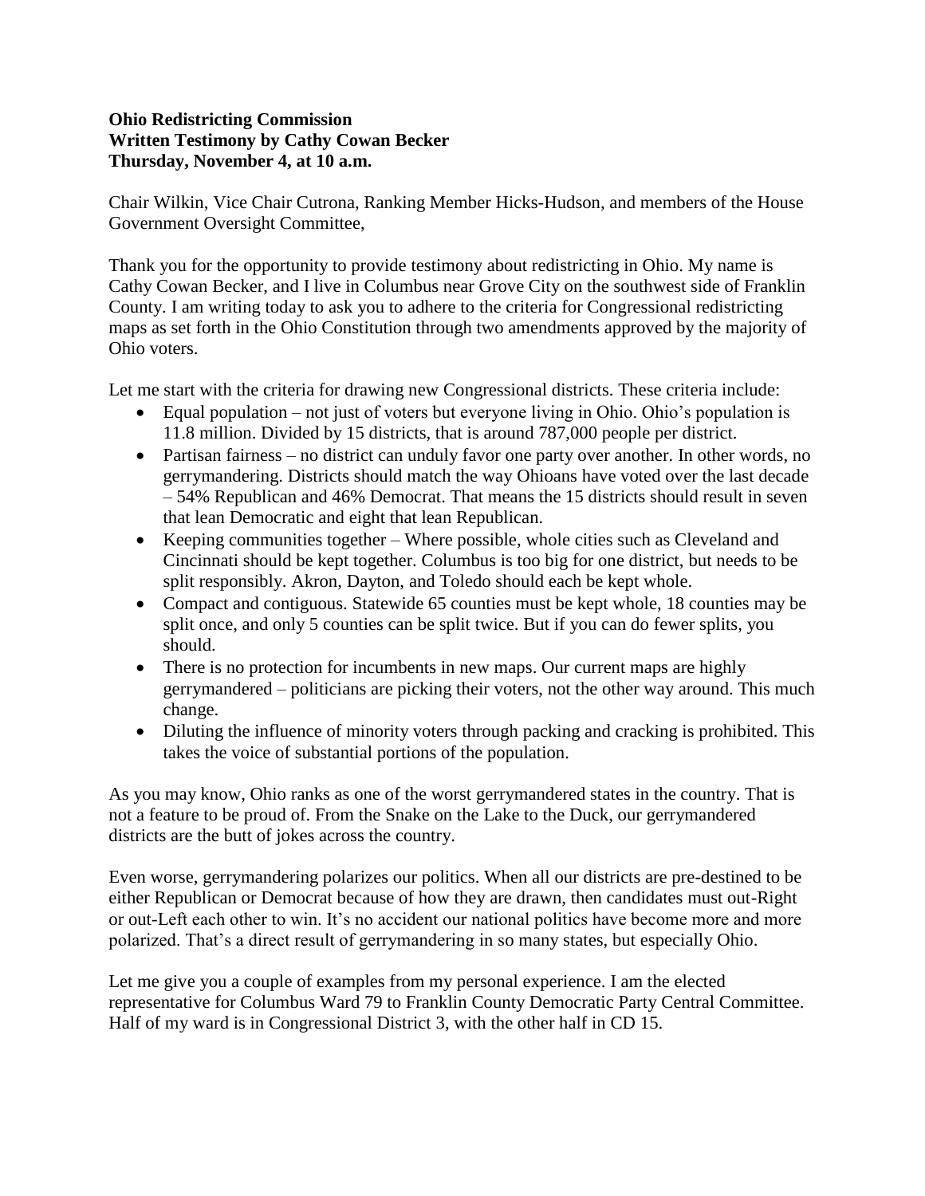**Ohio Redistricting Commission**
**Written Testimony by Cathy Cowan Becker**
**Thursday, November 4, at 10 a.m.**

Chair Wilkin, Vice Chair Cutrona, Ranking Member Hicks-Hudson, and members of the House Government Oversight Committee,

Thank you for the opportunity to provide testimony about redistricting in Ohio. My name is Cathy Cowan Becker, and I live in Columbus near Grove City on the southwest side of Franklin County. I am writing today to ask you to adhere to the criteria for Congressional redistricting maps as set forth in the Ohio Constitution through two amendments approved by the majority of Ohio voters.

Let me start with the criteria for drawing new Congressional districts. These criteria include:

- Equal population – not just of voters but everyone living in Ohio. Ohio's population is 11.8 million. Divided by 15 districts, that is around 787,000 people per district.
- Partisan fairness – no district can unduly favor one party over another. In other words, no gerrymandering. Districts should match the way Ohioans have voted over the last decade – 54% Republican and 46% Democrat. That means the 15 districts should result in seven that lean Democratic and eight that lean Republican.
- Keeping communities together – Where possible, whole cities such as Cleveland and Cincinnati should be kept together. Columbus is too big for one district, but needs to be split responsibly. Akron, Dayton, and Toledo should each be kept whole.
- Compact and contiguous. Statewide 65 counties must be kept whole, 18 counties may be split once, and only 5 counties can be split twice. But if you can do fewer splits, you should.
- There is no protection for incumbents in new maps. Our current maps are highly gerrymandered – politicians are picking their voters, not the other way around. This much change.
- Diluting the influence of minority voters through packing and cracking is prohibited. This takes the voice of substantial portions of the population.

As you may know, Ohio ranks as one of the worst gerrymandered states in the country. That is not a feature to be proud of. From the Snake on the Lake to the Duck, our gerrymandered districts are the butt of jokes across the country.

Even worse, gerrymandering polarizes our politics. When all our districts are pre-destined to be either Republican or Democrat because of how they are drawn, then candidates must out-Right or out-Left each other to win. It's no accident our national politics have become more and more polarized. That's a direct result of gerrymandering in so many states, but especially Ohio.

Let me give you a couple of examples from my personal experience. I am the elected representative for Columbus Ward 79 to Franklin County Democratic Party Central Committee. Half of my ward is in Congressional District 3, with the other half in CD 15.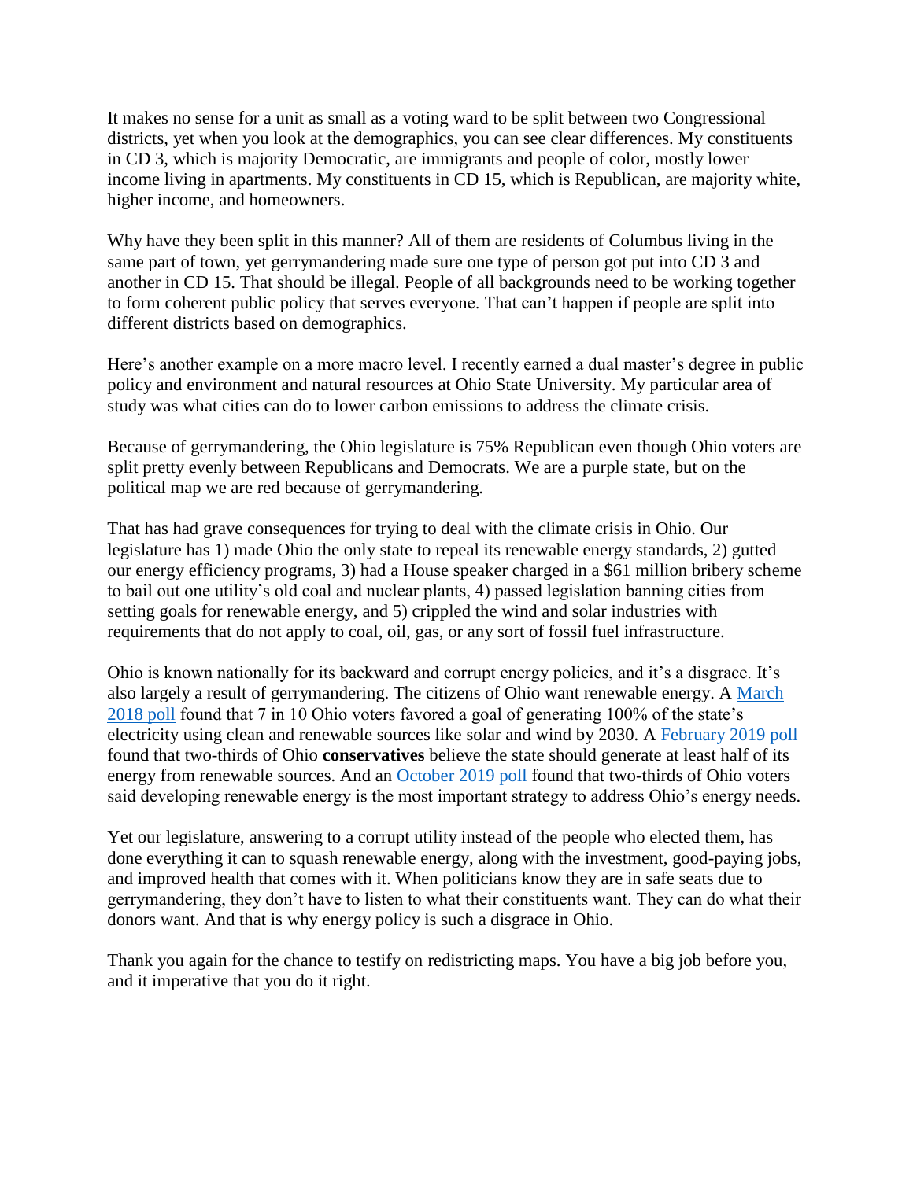It makes no sense for a unit as small as a voting ward to be split between two Congressional districts, yet when you look at the demographics, you can see clear differences. My constituents in CD 3, which is majority Democratic, are immigrants and people of color, mostly lower income living in apartments. My constituents in CD 15, which is Republican, are majority white, higher income, and homeowners.

Why have they been split in this manner? All of them are residents of Columbus living in the same part of town, yet gerrymandering made sure one type of person got put into CD 3 and another in CD 15. That should be illegal. People of all backgrounds need to be working together to form coherent public policy that serves everyone. That can't happen if people are split into different districts based on demographics.

Here's another example on a more macro level. I recently earned a dual master's degree in public policy and environment and natural resources at Ohio State University. My particular area of study was what cities can do to lower carbon emissions to address the climate crisis.

Because of gerrymandering, the Ohio legislature is 75% Republican even though Ohio voters are split pretty evenly between Republicans and Democrats. We are a purple state, but on the political map we are red because of gerrymandering.

That has had grave consequences for trying to deal with the climate crisis in Ohio. Our legislature has 1) made Ohio the only state to repeal its renewable energy standards, 2) gutted our energy efficiency programs, 3) had a House speaker charged in a $61 million bribery scheme to bail out one utility's old coal and nuclear plants, 4) passed legislation banning cities from setting goals for renewable energy, and 5) crippled the wind and solar industries with requirements that do not apply to coal, oil, gas, or any sort of fossil fuel infrastructure.

Ohio is known nationally for its backward and corrupt energy policies, and it's a disgrace. It's also largely a result of gerrymandering. The citizens of Ohio want renewable energy. A March 2018 poll found that 7 in 10 Ohio voters favored a goal of generating 100% of the state's electricity using clean and renewable sources like solar and wind by 2030. A February 2019 poll found that two-thirds of Ohio **conservatives** believe the state should generate at least half of its energy from renewable sources. And an October 2019 poll found that two-thirds of Ohio voters said developing renewable energy is the most important strategy to address Ohio's energy needs.

Yet our legislature, answering to a corrupt utility instead of the people who elected them, has done everything it can to squash renewable energy, along with the investment, good-paying jobs, and improved health that comes with it. When politicians know they are in safe seats due to gerrymandering, they don't have to listen to what their constituents want. They can do what their donors want. And that is why energy policy is such a disgrace in Ohio.

Thank you again for the chance to testify on redistricting maps. You have a big job before you, and it imperative that you do it right.